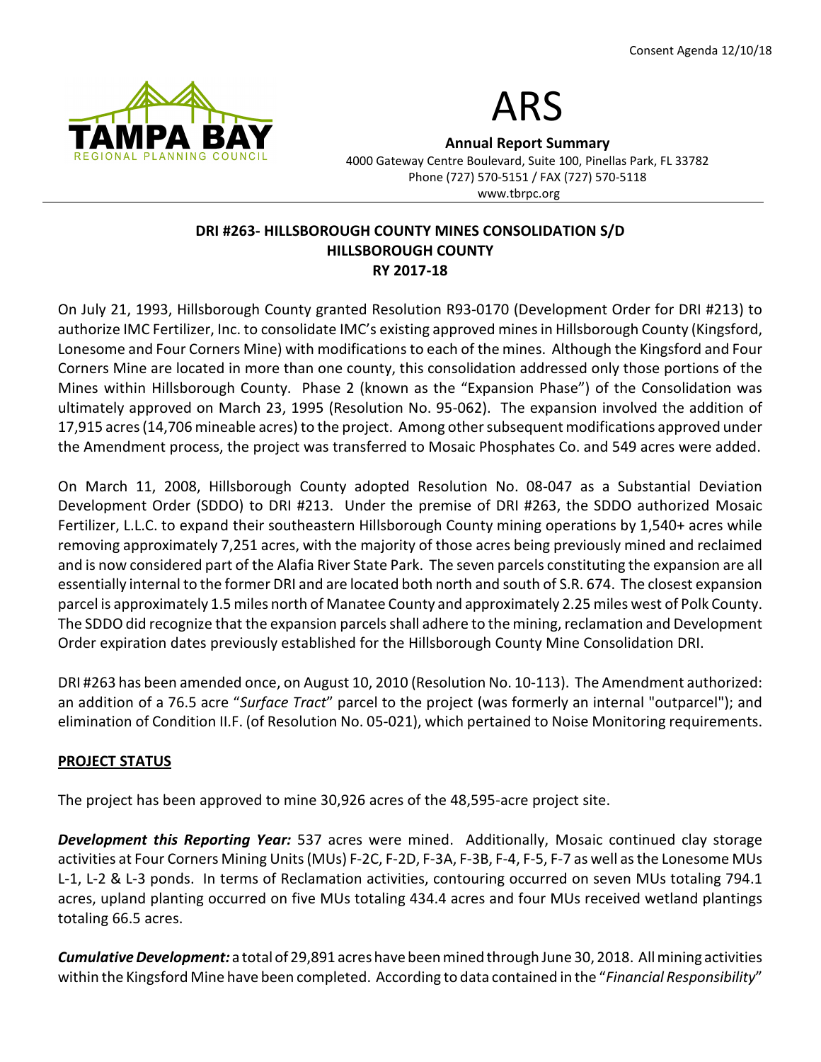Consent Agenda 12/10/18

# ARS

**Annual Report Summary**
4000 Gateway Centre Boulevard, Suite 100, Pinellas Park, FL 33782
Phone (727) 570-5151 / FAX (727) 570-5118
www.tbrpc.org

## DRI #263- HILLSBOROUGH COUNTY MINES CONSOLIDATION S/D
## HILLSBOROUGH COUNTY
## RY 2017-18

On July 21, 1993, Hillsborough County granted Resolution R93-0170 (Development Order for DRI #213) to authorize IMC Fertilizer, Inc. to consolidate IMC's existing approved mines in Hillsborough County (Kingsford, Lonesome and Four Corners Mine) with modifications to each of the mines. Although the Kingsford and Four Corners Mine are located in more than one county, this consolidation addressed only those portions of the Mines within Hillsborough County. Phase 2 (known as the "Expansion Phase") of the Consolidation was ultimately approved on March 23, 1995 (Resolution No. 95-062). The expansion involved the addition of 17,915 acres (14,706 mineable acres) to the project. Among other subsequent modifications approved under the Amendment process, the project was transferred to Mosaic Phosphates Co. and 549 acres were added.

On March 11, 2008, Hillsborough County adopted Resolution No. 08-047 as a Substantial Deviation Development Order (SDDO) to DRI #213. Under the premise of DRI #263, the SDDO authorized Mosaic Fertilizer, L.L.C. to expand their southeastern Hillsborough County mining operations by 1,540+ acres while removing approximately 7,251 acres, with the majority of those acres being previously mined and reclaimed and is now considered part of the Alafia River State Park. The seven parcels constituting the expansion are all essentially internal to the former DRI and are located both north and south of S.R. 674. The closest expansion parcel is approximately 1.5 miles north of Manatee County and approximately 2.25 miles west of Polk County. The SDDO did recognize that the expansion parcels shall adhere to the mining, reclamation and Development Order expiration dates previously established for the Hillsborough County Mine Consolidation DRI.

DRI #263 has been amended once, on August 10, 2010 (Resolution No. 10-113). The Amendment authorized: an addition of a 76.5 acre "*Surface Tract*" parcel to the project (was formerly an internal "outparcel"); and elimination of Condition II.F. (of Resolution No. 05-021), which pertained to Noise Monitoring requirements.

### PROJECT STATUS

The project has been approved to mine 30,926 acres of the 48,595-acre project site.

***Development this Reporting Year:*** 537 acres were mined. Additionally, Mosaic continued clay storage activities at Four Corners Mining Units (MUs) F-2C, F-2D, F-3A, F-3B, F-4, F-5, F-7 as well as the Lonesome MUs L-1, L-2 & L-3 ponds. In terms of Reclamation activities, contouring occurred on seven MUs totaling 794.1 acres, upland planting occurred on five MUs totaling 434.4 acres and four MUs received wetland plantings totaling 66.5 acres.

***Cumulative Development:*** a total of 29,891 acres have been mined through June 30, 2018. All mining activities within the Kingsford Mine have been completed. According to data contained in the "*Financial Responsibility*"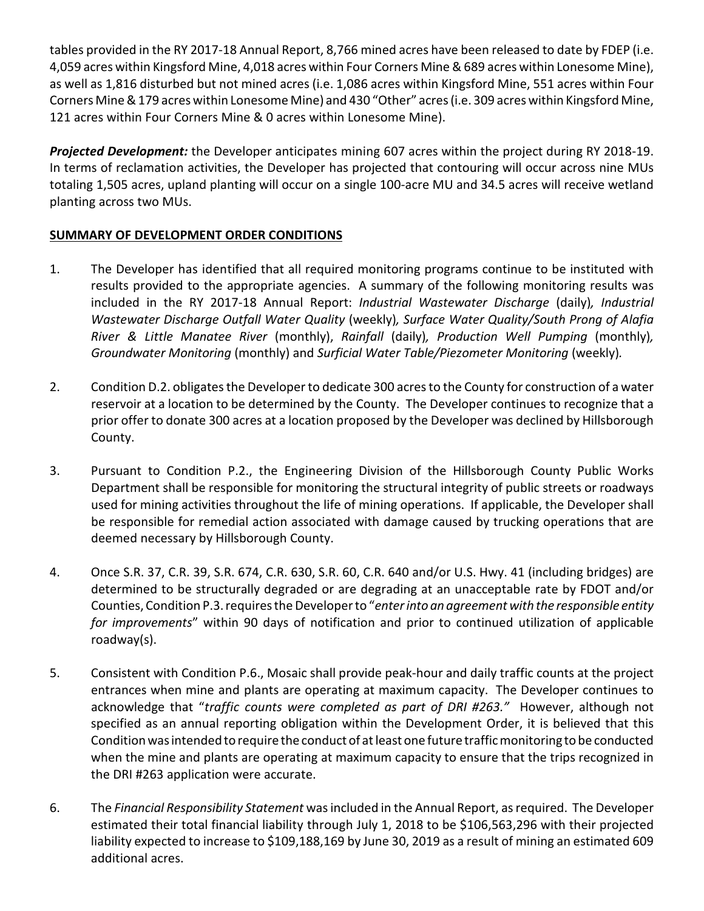tables provided in the RY 2017-18 Annual Report, 8,766 mined acres have been released to date by FDEP (i.e. 4,059 acres within Kingsford Mine, 4,018 acres within Four Corners Mine & 689 acres within Lonesome Mine), as well as 1,816 disturbed but not mined acres (i.e. 1,086 acres within Kingsford Mine, 551 acres within Four Corners Mine & 179 acres within Lonesome Mine) and 430 "Other" acres (i.e. 309 acres within Kingsford Mine, 121 acres within Four Corners Mine & 0 acres within Lonesome Mine).

***Projected Development:*** the Developer anticipates mining 607 acres within the project during RY 2018-19. In terms of reclamation activities, the Developer has projected that contouring will occur across nine MUs totaling 1,505 acres, upland planting will occur on a single 100-acre MU and 34.5 acres will receive wetland planting across two MUs.

## SUMMARY OF DEVELOPMENT ORDER CONDITIONS

1. The Developer has identified that all required monitoring programs continue to be instituted with results provided to the appropriate agencies. A summary of the following monitoring results was included in the RY 2017-18 Annual Report: *Industrial Wastewater Discharge* (daily), *Industrial Wastewater Discharge Outfall Water Quality* (weekly), *Surface Water Quality/South Prong of Alafia River & Little Manatee River* (monthly), *Rainfall* (daily), *Production Well Pumping* (monthly), *Groundwater Monitoring* (monthly) and *Surficial Water Table/Piezometer Monitoring* (weekly).

2. Condition D.2. obligates the Developer to dedicate 300 acres to the County for construction of a water reservoir at a location to be determined by the County. The Developer continues to recognize that a prior offer to donate 300 acres at a location proposed by the Developer was declined by Hillsborough County.

3. Pursuant to Condition P.2., the Engineering Division of the Hillsborough County Public Works Department shall be responsible for monitoring the structural integrity of public streets or roadways used for mining activities throughout the life of mining operations. If applicable, the Developer shall be responsible for remedial action associated with damage caused by trucking operations that are deemed necessary by Hillsborough County.

4. Once S.R. 37, C.R. 39, S.R. 674, C.R. 630, S.R. 60, C.R. 640 and/or U.S. Hwy. 41 (including bridges) are determined to be structurally degraded or are degrading at an unacceptable rate by FDOT and/or Counties, Condition P.3. requires the Developer to "*enter into an agreement with the responsible entity for improvements*" within 90 days of notification and prior to continued utilization of applicable roadway(s).

5. Consistent with Condition P.6., Mosaic shall provide peak-hour and daily traffic counts at the project entrances when mine and plants are operating at maximum capacity. The Developer continues to acknowledge that "*traffic counts were completed as part of DRI #263.*" However, although not specified as an annual reporting obligation within the Development Order, it is believed that this Condition was intended to require the conduct of at least one future traffic monitoring to be conducted when the mine and plants are operating at maximum capacity to ensure that the trips recognized in the DRI #263 application were accurate.

6. The *Financial Responsibility Statement* was included in the Annual Report, as required. The Developer estimated their total financial liability through July 1, 2018 to be $106,563,296 with their projected liability expected to increase to $109,188,169 by June 30, 2019 as a result of mining an estimated 609 additional acres.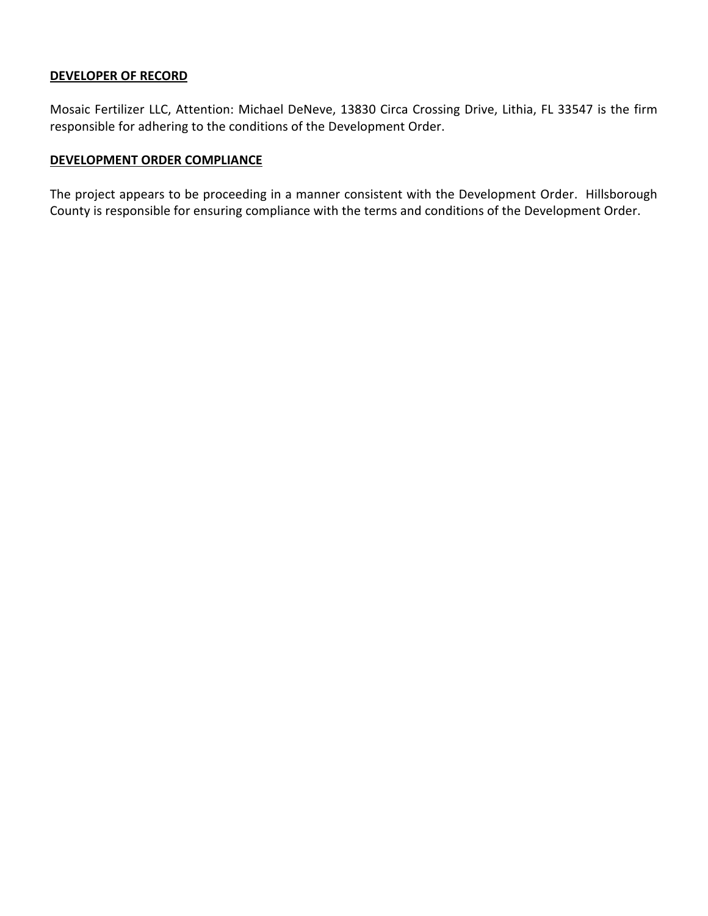**DEVELOPER OF RECORD**

Mosaic Fertilizer LLC, Attention: Michael DeNeve, 13830 Circa Crossing Drive, Lithia, FL 33547 is the firm responsible for adhering to the conditions of the Development Order.

**DEVELOPMENT ORDER COMPLIANCE**

The project appears to be proceeding in a manner consistent with the Development Order. Hillsborough County is responsible for ensuring compliance with the terms and conditions of the Development Order.